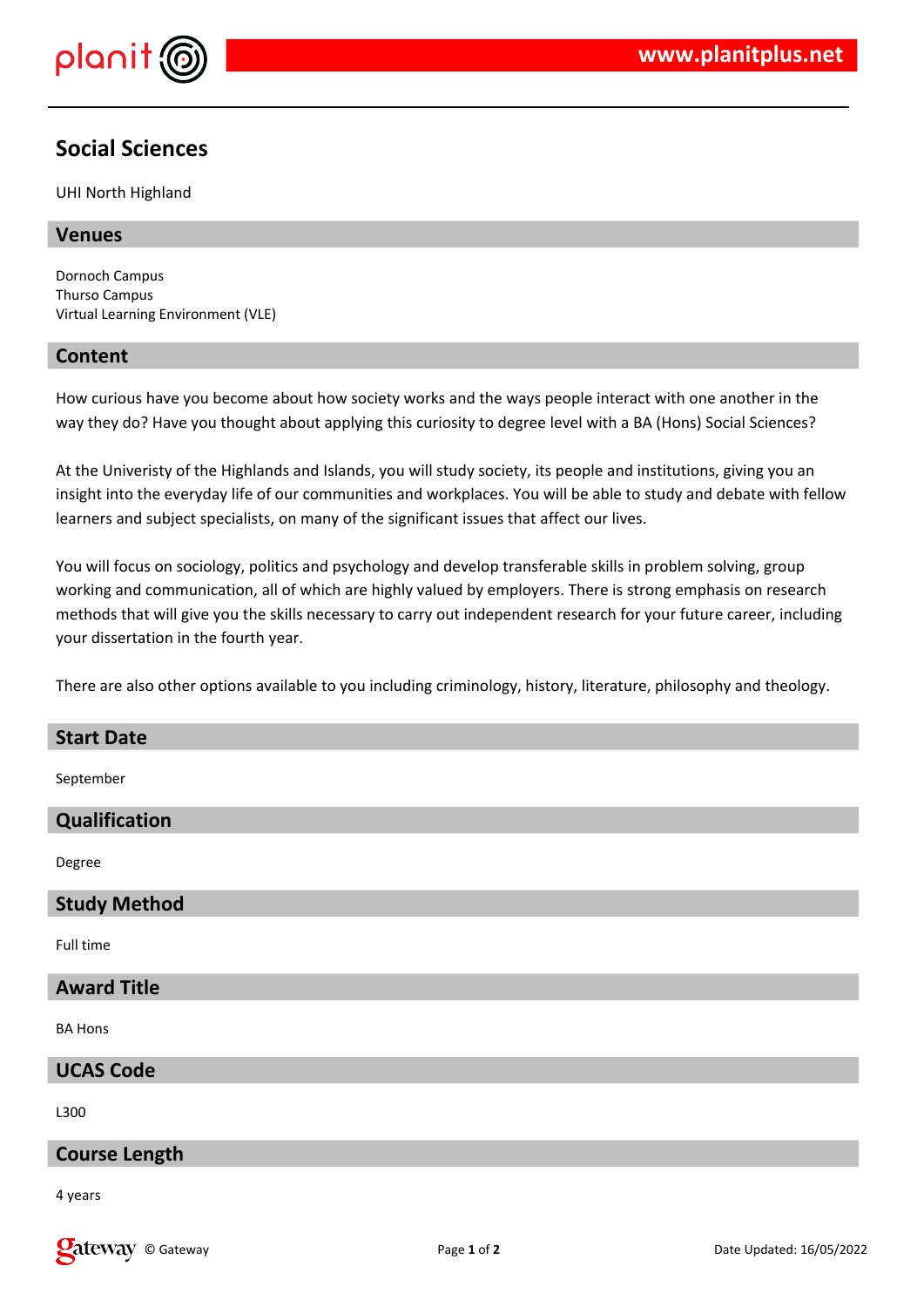# Social Sciences

UHI North Highland

## Venues

Dornoch Campus
Thurso Campus
Virtual Learning Environment (VLE)

## Content

How curious have you become about how society works and the ways people interact with one another in the way they do? Have you thought about applying this curiosity to degree level with a BA (Hons) Social Sciences?

At the Univeristy of the Highlands and Islands, you will study society, its people and institutions, giving you an insight into the everyday life of our communities and workplaces. You will be able to study and debate with fellow learners and subject specialists, on many of the significant issues that affect our lives.

You will focus on sociology, politics and psychology and develop transferable skills in problem solving, group working and communication, all of which are highly valued by employers. There is strong emphasis on research methods that will give you the skills necessary to carry out independent research for your future career, including your dissertation in the fourth year.

There are also other options available to you including criminology, history, literature, philosophy and theology.

## Start Date

September

## Qualification

Degree

## Study Method

Full time

## Award Title

BA Hons

## UCAS Code

L300

## Course Length

4 years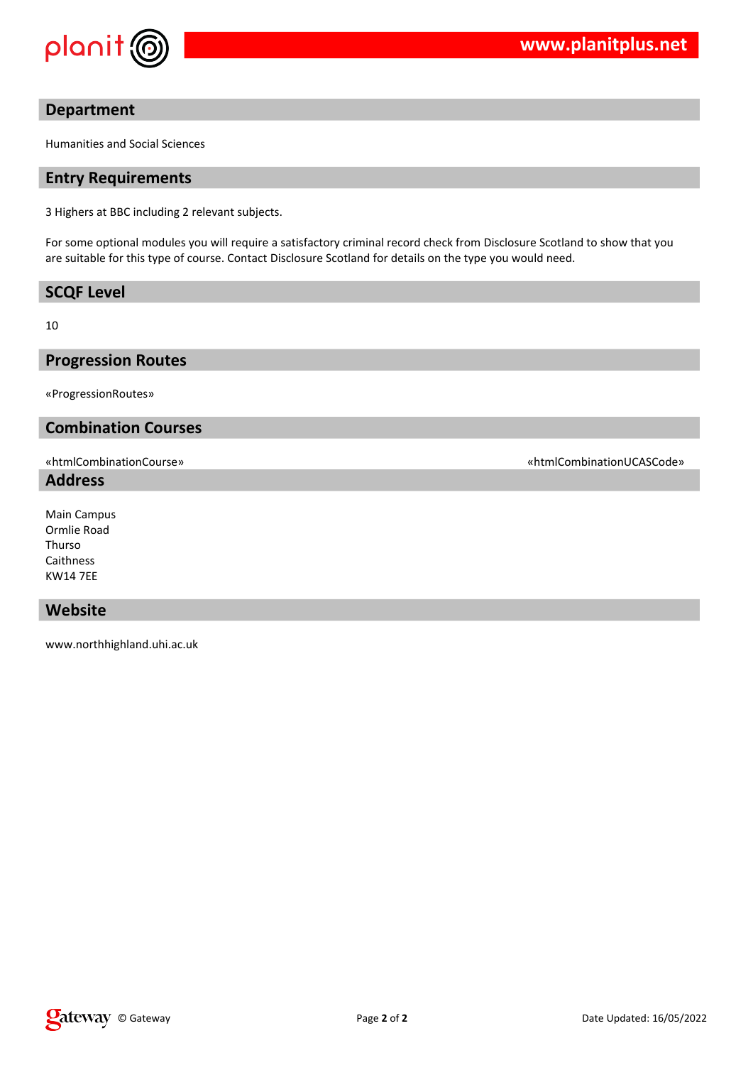## Department

Humanities and Social Sciences

## Entry Requirements

3 Highers at BBC including 2 relevant subjects.

For some optional modules you will require a satisfactory criminal record check from Disclosure Scotland to show that you are suitable for this type of course. Contact Disclosure Scotland for details on the type you would need.

## SCQF Level

10

## Progression Routes

«ProgressionRoutes»

## Combination Courses

«htmlCombinationCourse» «htmlCombinationUCASCode»

## Address

Main Campus
Ormlie Road
Thurso
Caithness
KW14 7EE

## Website

www.northhighland.uhi.ac.uk